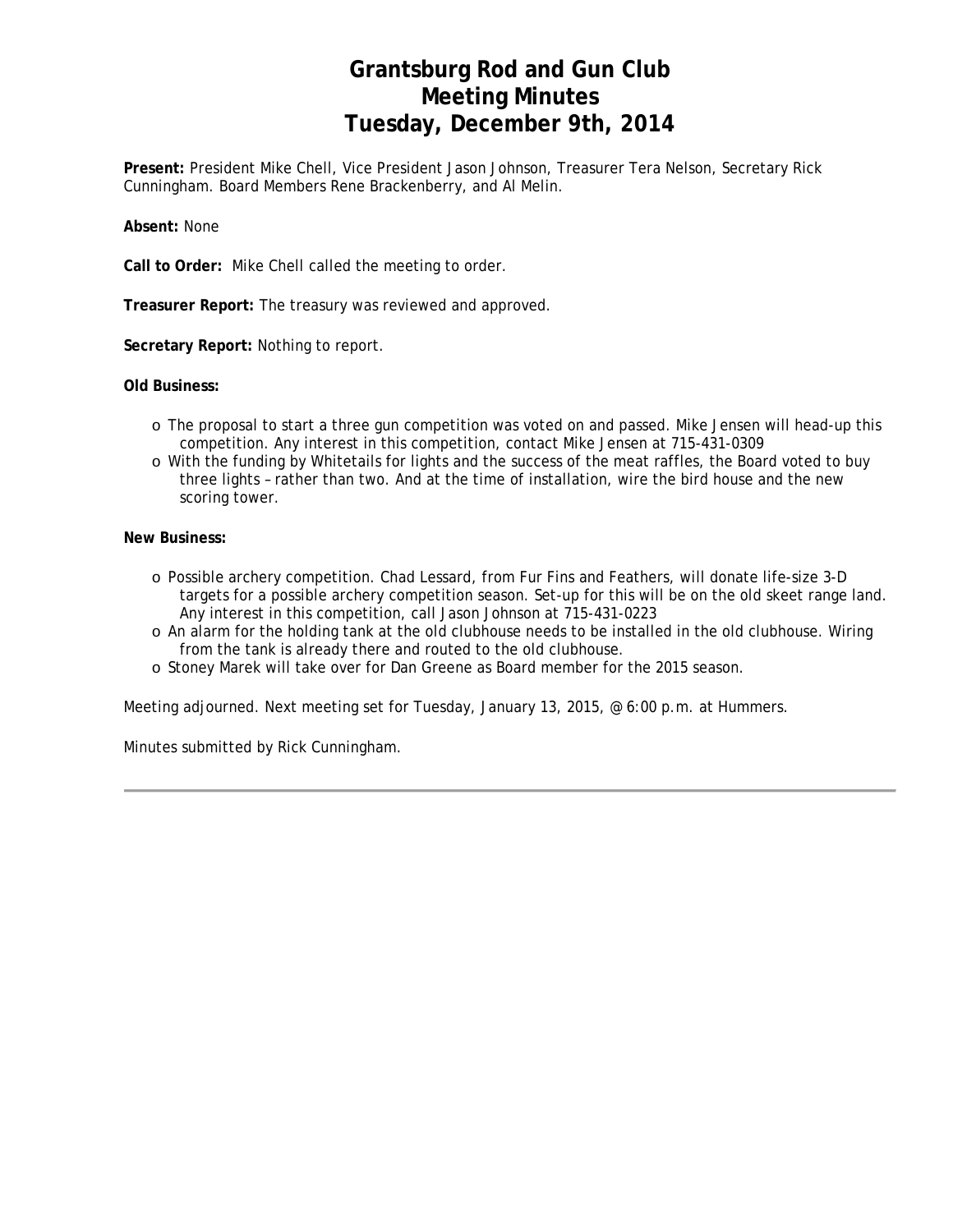# Grantsburg Rod and Gun Club
# Meeting Minutes
# Tuesday, December 9th, 2014

**Present:** President Mike Chell, Vice President Jason Johnson, Treasurer Tera Nelson, Secretary Rick Cunningham. Board Members Rene Brackenberry, and Al Melin.

**Absent:** None

**Call to Order:** Mike Chell called the meeting to order.

**Treasurer Report:** The treasury was reviewed and approved.

**Secretary Report:** Nothing to report.

**Old Business:**

- The proposal to start a three gun competition was voted on and passed. Mike Jensen will head-up this competition. Any interest in this competition, contact Mike Jensen at 715-431-0309
- With the funding by Whitetails for lights and the success of the meat raffles, the Board voted to buy three lights – rather than two. And at the time of installation, wire the bird house and the new scoring tower.

**New Business:**

- Possible archery competition. Chad Lessard, from Fur Fins and Feathers, will donate life-size 3-D targets for a possible archery competition season. Set-up for this will be on the old skeet range land. Any interest in this competition, call Jason Johnson at 715-431-0223
- An alarm for the holding tank at the old clubhouse needs to be installed in the old clubhouse. Wiring from the tank is already there and routed to the old clubhouse.
- Stoney Marek will take over for Dan Greene as Board member for the 2015 season.

Meeting adjourned. Next meeting set for Tuesday, January 13, 2015, @ 6:00 p.m. at Hummers.

Minutes submitted by Rick Cunningham.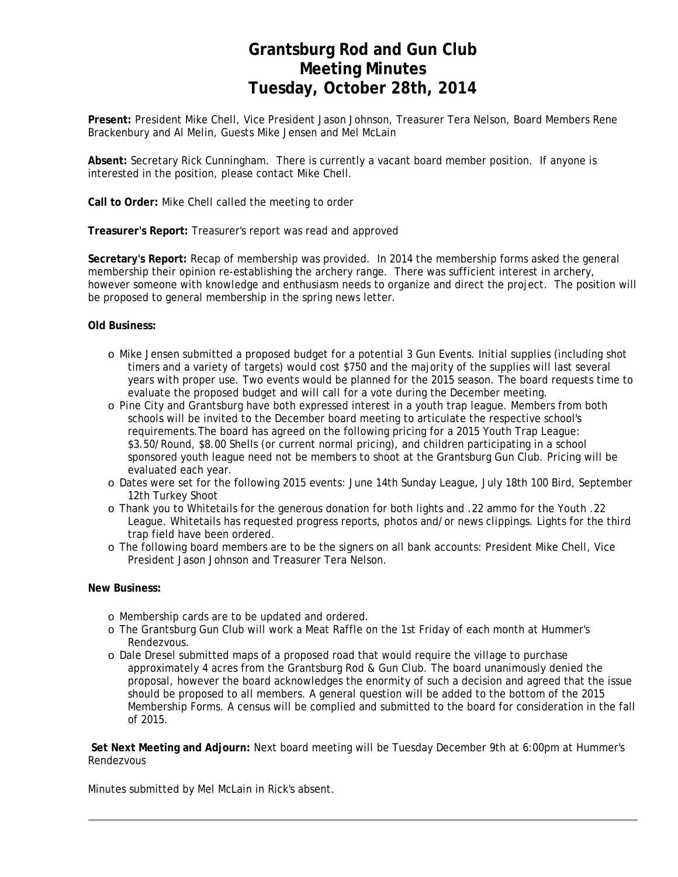# Grantsburg Rod and Gun Club
# Meeting Minutes
# Tuesday, October 28th, 2014

**Present:** President Mike Chell, Vice President Jason Johnson, Treasurer Tera Nelson, Board Members Rene Brackenbury and Al Melin, Guests Mike Jensen and Mel McLain

**Absent:** Secretary Rick Cunningham. There is currently a vacant board member position. If anyone is interested in the position, please contact Mike Chell.

**Call to Order:** Mike Chell called the meeting to order

**Treasurer's Report:** Treasurer's report was read and approved

**Secretary's Report:** Recap of membership was provided. In 2014 the membership forms asked the general membership their opinion re-establishing the archery range. There was sufficient interest in archery, however someone with knowledge and enthusiasm needs to organize and direct the project. The position will be proposed to general membership in the spring news letter.

**Old Business:**

- Mike Jensen submitted a proposed budget for a potential 3 Gun Events. Initial supplies (including shot timers and a variety of targets) would cost $750 and the majority of the supplies will last several years with proper use. Two events would be planned for the 2015 season. The board requests time to evaluate the proposed budget and will call for a vote during the December meeting.
- Pine City and Grantsburg have both expressed interest in a youth trap league. Members from both schools will be invited to the December board meeting to articulate the respective school's requirements.The board has agreed on the following pricing for a 2015 Youth Trap League: $3.50/Round, $8.00 Shells (or current normal pricing), and children participating in a school sponsored youth league need not be members to shoot at the Grantsburg Gun Club. Pricing will be evaluated each year.
- Dates were set for the following 2015 events: June 14th Sunday League, July 18th 100 Bird, September 12th Turkey Shoot
- Thank you to Whitetails for the generous donation for both lights and .22 ammo for the Youth .22 League. Whitetails has requested progress reports, photos and/or news clippings. Lights for the third trap field have been ordered.
- The following board members are to be the signers on all bank accounts: President Mike Chell, Vice President Jason Johnson and Treasurer Tera Nelson.

**New Business:**

- Membership cards are to be updated and ordered.
- The Grantsburg Gun Club will work a Meat Raffle on the 1st Friday of each month at Hummer's Rendezvous.
- Dale Dresel submitted maps of a proposed road that would require the village to purchase approximately 4 acres from the Grantsburg Rod & Gun Club. The board unanimously denied the proposal, however the board acknowledges the enormity of such a decision and agreed that the issue should be proposed to all members. A general question will be added to the bottom of the 2015 Membership Forms. A census will be complied and submitted to the board for consideration in the fall of 2015.

**Set Next Meeting and Adjourn:** Next board meeting will be Tuesday December 9th at 6:00pm at Hummer's Rendezvous

Minutes submitted by Mel McLain in Rick's absent.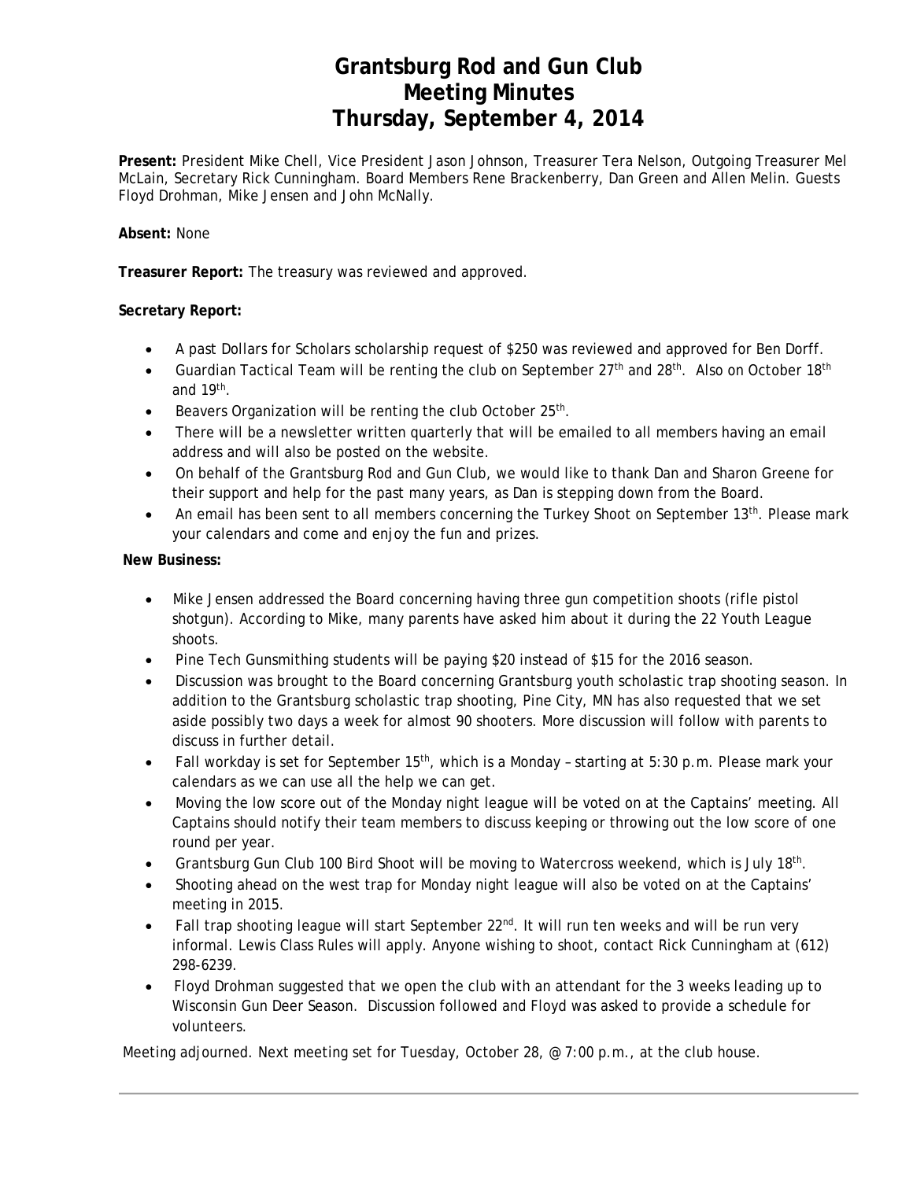# Grantsburg Rod and Gun Club
# Meeting Minutes
# Thursday, September 4, 2014

**Present:** President Mike Chell, Vice President Jason Johnson, Treasurer Tera Nelson, Outgoing Treasurer Mel McLain, Secretary Rick Cunningham. Board Members Rene Brackenberry, Dan Green and Allen Melin. Guests Floyd Drohman, Mike Jensen and John McNally.

**Absent:** None

**Treasurer Report:** The treasury was reviewed and approved.

**Secretary Report:**

- A past Dollars for Scholars scholarship request of $250 was reviewed and approved for Ben Dorff.
- Guardian Tactical Team will be renting the club on September 27th and 28th. Also on October 18th and 19th.
- Beavers Organization will be renting the club October 25th.
- There will be a newsletter written quarterly that will be emailed to all members having an email address and will also be posted on the website.
- On behalf of the Grantsburg Rod and Gun Club, we would like to thank Dan and Sharon Greene for their support and help for the past many years, as Dan is stepping down from the Board.
- An email has been sent to all members concerning the Turkey Shoot on September 13th. Please mark your calendars and come and enjoy the fun and prizes.

**New Business:**

- Mike Jensen addressed the Board concerning having three gun competition shoots (rifle pistol shotgun). According to Mike, many parents have asked him about it during the 22 Youth League shoots.
- Pine Tech Gunsmithing students will be paying $20 instead of $15 for the 2016 season.
- Discussion was brought to the Board concerning Grantsburg youth scholastic trap shooting season. In addition to the Grantsburg scholastic trap shooting, Pine City, MN has also requested that we set aside possibly two days a week for almost 90 shooters. More discussion will follow with parents to discuss in further detail.
- Fall workday is set for September 15th, which is a Monday – starting at 5:30 p.m. Please mark your calendars as we can use all the help we can get.
- Moving the low score out of the Monday night league will be voted on at the Captains' meeting. All Captains should notify their team members to discuss keeping or throwing out the low score of one round per year.
- Grantsburg Gun Club 100 Bird Shoot will be moving to Watercross weekend, which is July 18th.
- Shooting ahead on the west trap for Monday night league will also be voted on at the Captains' meeting in 2015.
- Fall trap shooting league will start September 22nd. It will run ten weeks and will be run very informal. Lewis Class Rules will apply. Anyone wishing to shoot, contact Rick Cunningham at (612) 298-6239.
- Floyd Drohman suggested that we open the club with an attendant for the 3 weeks leading up to Wisconsin Gun Deer Season. Discussion followed and Floyd was asked to provide a schedule for volunteers.

Meeting adjourned. Next meeting set for Tuesday, October 28, @ 7:00 p.m., at the club house.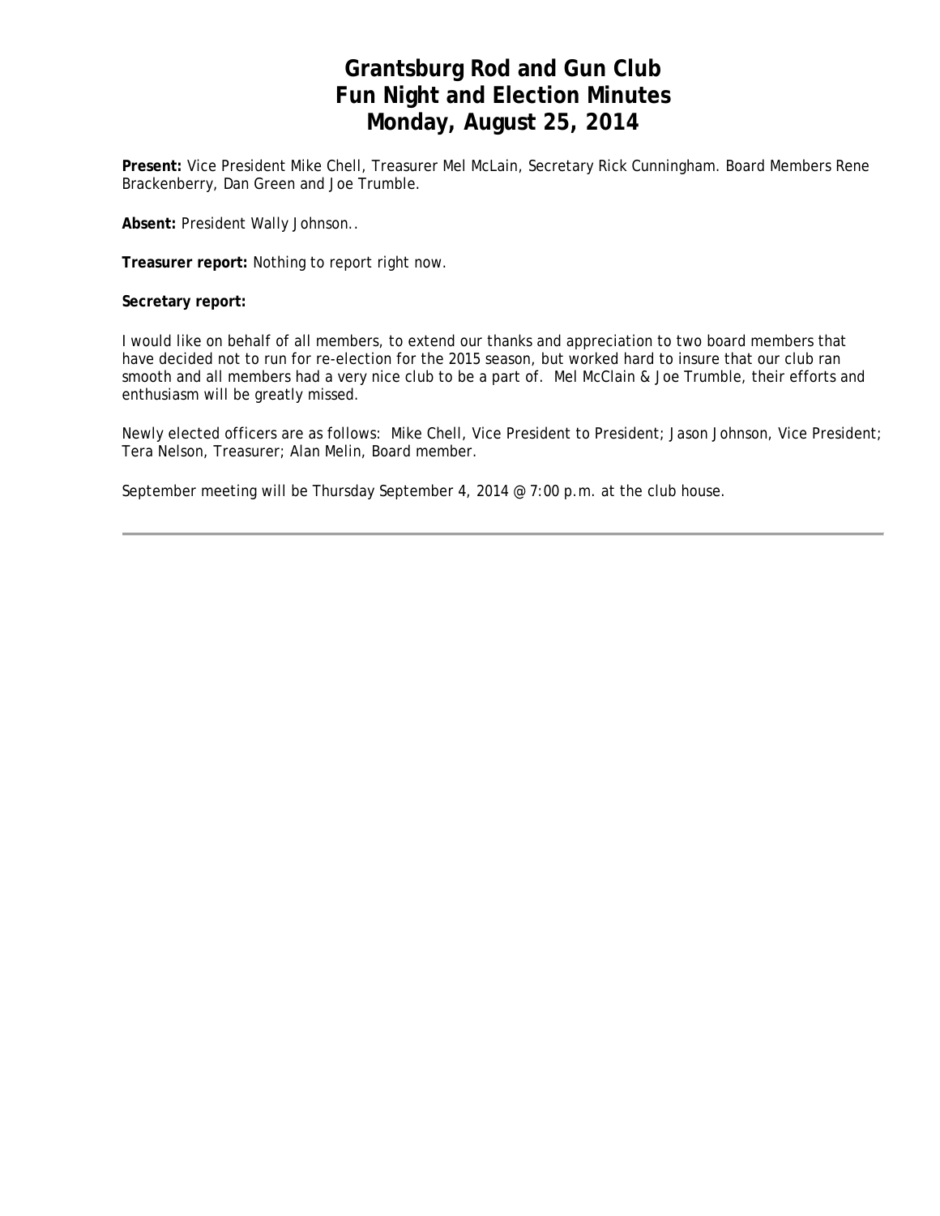# Grantsburg Rod and Gun Club
# Fun Night and Election Minutes
# Monday, August 25, 2014

**Present:** Vice President Mike Chell, Treasurer Mel McLain, Secretary Rick Cunningham. Board Members Rene Brackenberry, Dan Green and Joe Trumble.

**Absent:** President Wally Johnson..

**Treasurer report:** Nothing to report right now.

**Secretary report:**

I would like on behalf of all members, to extend our thanks and appreciation to two board members that have decided not to run for re-election for the 2015 season, but worked hard to insure that our club ran smooth and all members had a very nice club to be a part of. Mel McClain & Joe Trumble, their efforts and enthusiasm will be greatly missed.

Newly elected officers are as follows: Mike Chell, Vice President to President; Jason Johnson, Vice President; Tera Nelson, Treasurer; Alan Melin, Board member.

September meeting will be Thursday September 4, 2014 @ 7:00 p.m. at the club house.

---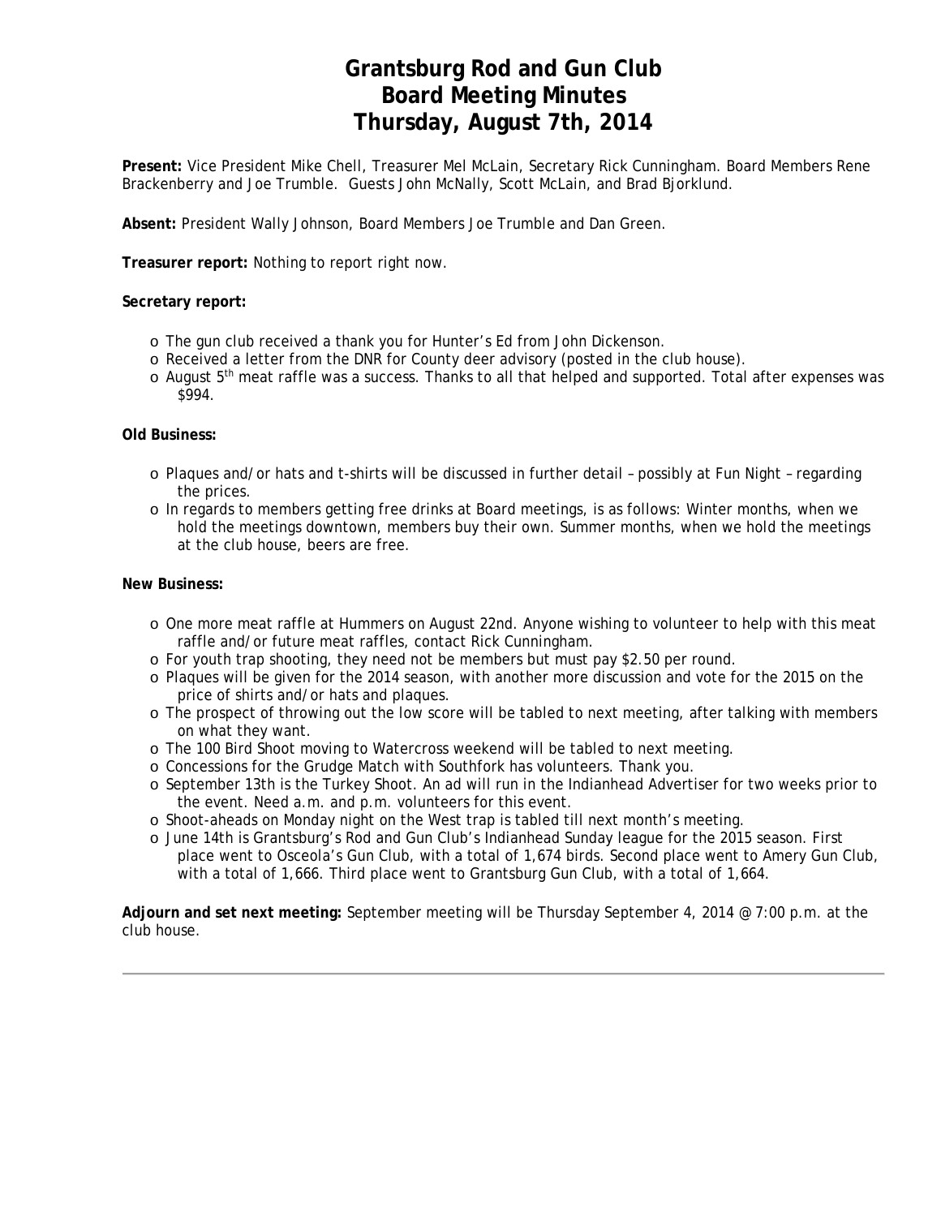# Grantsburg Rod and Gun Club
# Board Meeting Minutes
# Thursday, August 7th, 2014

**Present:** Vice President Mike Chell, Treasurer Mel McLain, Secretary Rick Cunningham. Board Members Rene Brackenberry and Joe Trumble. Guests John McNally, Scott McLain, and Brad Bjorklund.

**Absent:** President Wally Johnson, Board Members Joe Trumble and Dan Green.

**Treasurer report:** Nothing to report right now.

**Secretary report:**

- The gun club received a thank you for Hunter's Ed from John Dickenson.
- Received a letter from the DNR for County deer advisory (posted in the club house).
- August 5th meat raffle was a success. Thanks to all that helped and supported. Total after expenses was $994.

**Old Business:**

- Plaques and/or hats and t-shirts will be discussed in further detail – possibly at Fun Night – regarding the prices.
- In regards to members getting free drinks at Board meetings, is as follows: Winter months, when we hold the meetings downtown, members buy their own. Summer months, when we hold the meetings at the club house, beers are free.

**New Business:**

- One more meat raffle at Hummers on August 22nd. Anyone wishing to volunteer to help with this meat raffle and/or future meat raffles, contact Rick Cunningham.
- For youth trap shooting, they need not be members but must pay $2.50 per round.
- Plaques will be given for the 2014 season, with another more discussion and vote for the 2015 on the price of shirts and/or hats and plaques.
- The prospect of throwing out the low score will be tabled to next meeting, after talking with members on what they want.
- The 100 Bird Shoot moving to Watercross weekend will be tabled to next meeting.
- Concessions for the Grudge Match with Southfork has volunteers. Thank you.
- September 13th is the Turkey Shoot. An ad will run in the Indianhead Advertiser for two weeks prior to the event. Need a.m. and p.m. volunteers for this event.
- Shoot-aheads on Monday night on the West trap is tabled till next month's meeting.
- June 14th is Grantsburg's Rod and Gun Club's Indianhead Sunday league for the 2015 season. First place went to Osceola's Gun Club, with a total of 1,674 birds. Second place went to Amery Gun Club, with a total of 1,666. Third place went to Grantsburg Gun Club, with a total of 1,664.

**Adjourn and set next meeting:** September meeting will be Thursday September 4, 2014 @ 7:00 p.m. at the club house.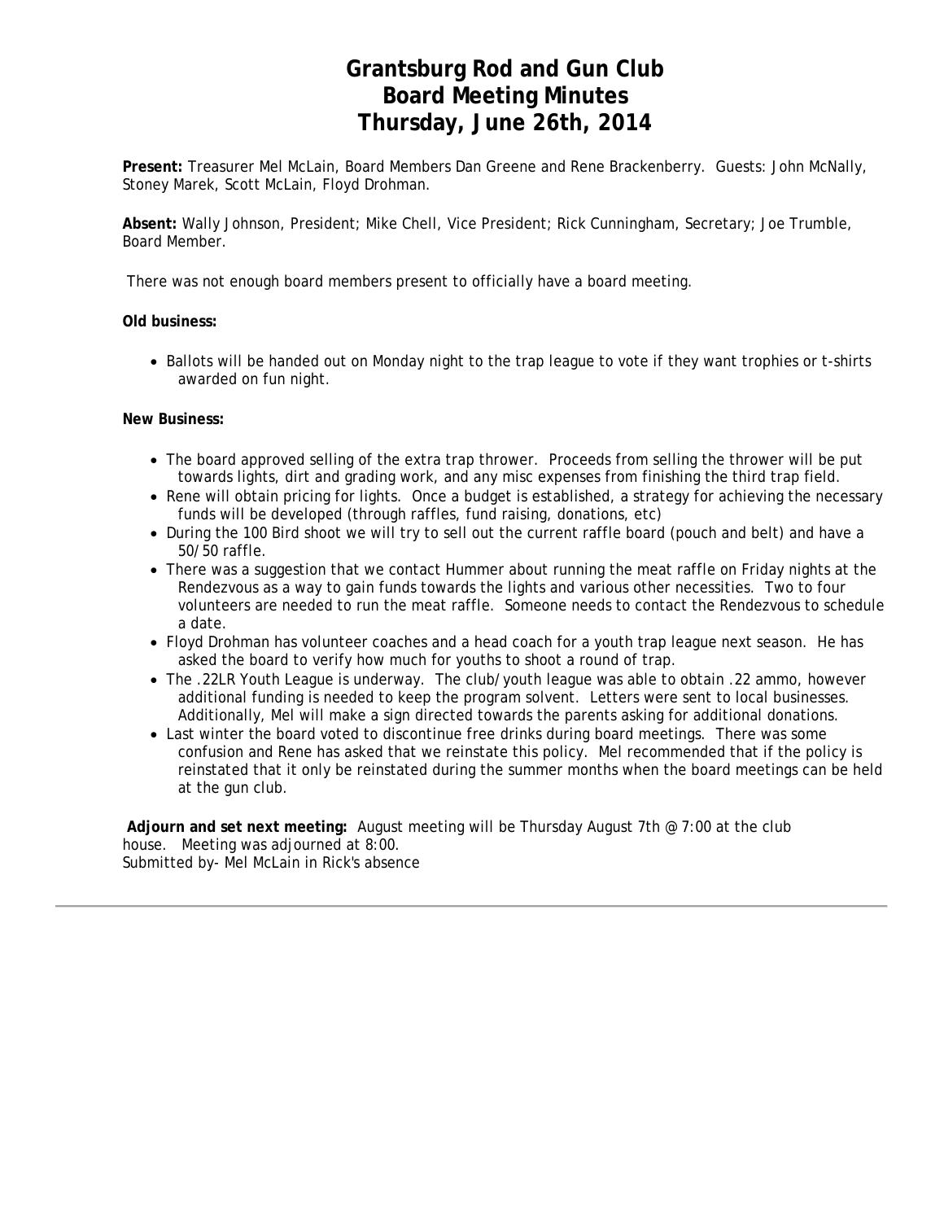# Grantsburg Rod and Gun Club
# Board Meeting Minutes
# Thursday, June 26th, 2014

**Present:** Treasurer Mel McLain, Board Members Dan Greene and Rene Brackenberry. Guests: John McNally, Stoney Marek, Scott McLain, Floyd Drohman.

**Absent:** Wally Johnson, President; Mike Chell, Vice President; Rick Cunningham, Secretary; Joe Trumble, Board Member.

There was not enough board members present to officially have a board meeting.

**Old business:**

- Ballots will be handed out on Monday night to the trap league to vote if they want trophies or t-shirts awarded on fun night.

**New Business:**

- The board approved selling of the extra trap thrower. Proceeds from selling the thrower will be put towards lights, dirt and grading work, and any misc expenses from finishing the third trap field.
- Rene will obtain pricing for lights. Once a budget is established, a strategy for achieving the necessary funds will be developed (through raffles, fund raising, donations, etc)
- During the 100 Bird shoot we will try to sell out the current raffle board (pouch and belt) and have a 50/50 raffle.
- There was a suggestion that we contact Hummer about running the meat raffle on Friday nights at the Rendezvous as a way to gain funds towards the lights and various other necessities. Two to four volunteers are needed to run the meat raffle. Someone needs to contact the Rendezvous to schedule a date.
- Floyd Drohman has volunteer coaches and a head coach for a youth trap league next season. He has asked the board to verify how much for youths to shoot a round of trap.
- The .22LR Youth League is underway. The club/youth league was able to obtain .22 ammo, however additional funding is needed to keep the program solvent. Letters were sent to local businesses. Additionally, Mel will make a sign directed towards the parents asking for additional donations.
- Last winter the board voted to discontinue free drinks during board meetings. There was some confusion and Rene has asked that we reinstate this policy. Mel recommended that if the policy is reinstated that it only be reinstated during the summer months when the board meetings can be held at the gun club.

**Adjourn and set next meeting:** August meeting will be Thursday August 7th @ 7:00 at the club house. Meeting was adjourned at 8:00.
Submitted by- Mel McLain in Rick's absence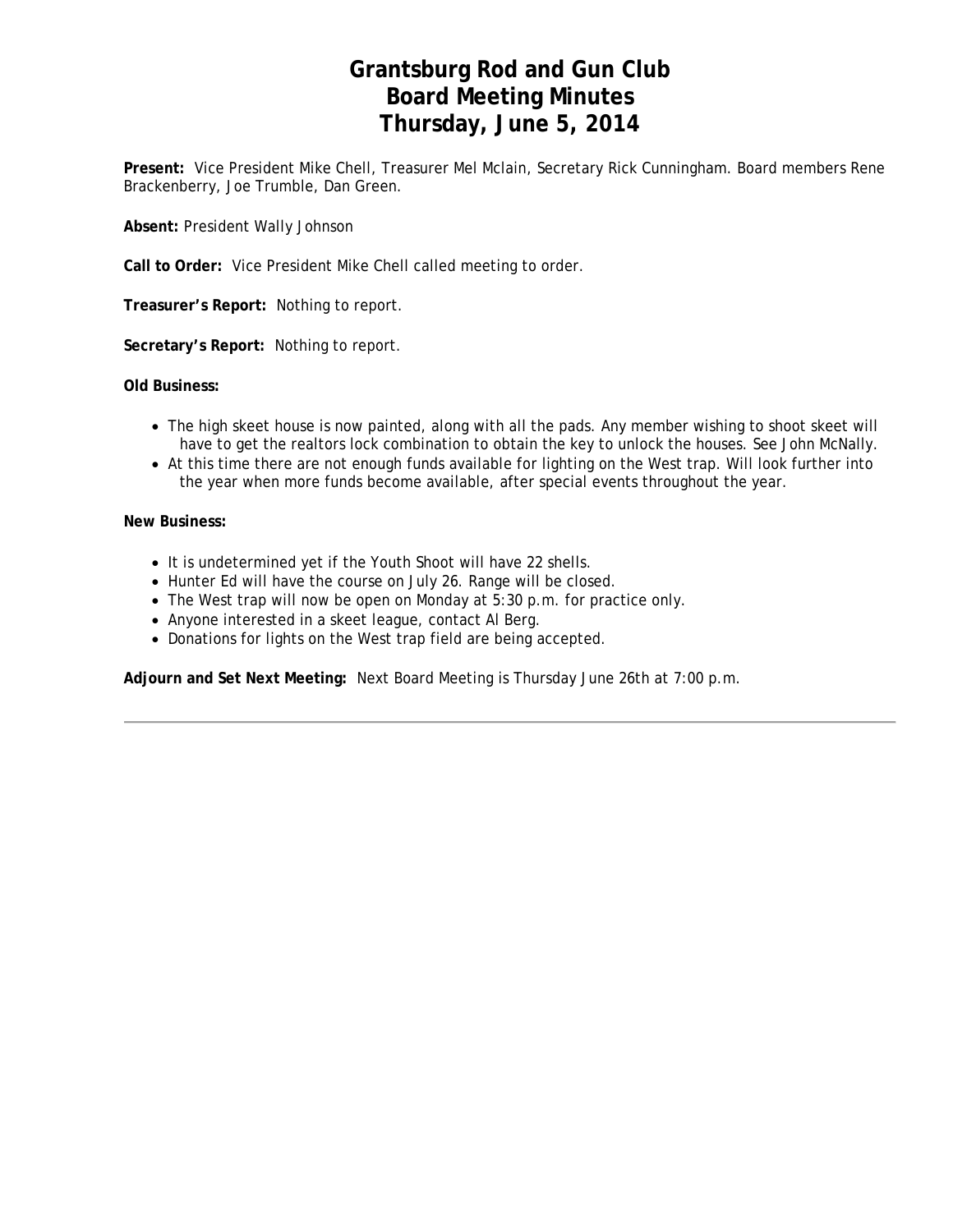# Grantsburg Rod and Gun Club
# Board Meeting Minutes
# Thursday, June 5, 2014

**Present:** Vice President Mike Chell, Treasurer Mel Mclain, Secretary Rick Cunningham. Board members Rene Brackenberry, Joe Trumble, Dan Green.

**Absent:** President Wally Johnson

**Call to Order:** Vice President Mike Chell called meeting to order.

**Treasurer's Report:** Nothing to report.

**Secretary's Report:** Nothing to report.

**Old Business:**

- The high skeet house is now painted, along with all the pads. Any member wishing to shoot skeet will have to get the realtors lock combination to obtain the key to unlock the houses. See John McNally.
- At this time there are not enough funds available for lighting on the West trap. Will look further into the year when more funds become available, after special events throughout the year.

**New Business:**

- It is undetermined yet if the Youth Shoot will have 22 shells.
- Hunter Ed will have the course on July 26. Range will be closed.
- The West trap will now be open on Monday at 5:30 p.m. for practice only.
- Anyone interested in a skeet league, contact Al Berg.
- Donations for lights on the West trap field are being accepted.

**Adjourn and Set Next Meeting:** Next Board Meeting is Thursday June 26th at 7:00 p.m.

---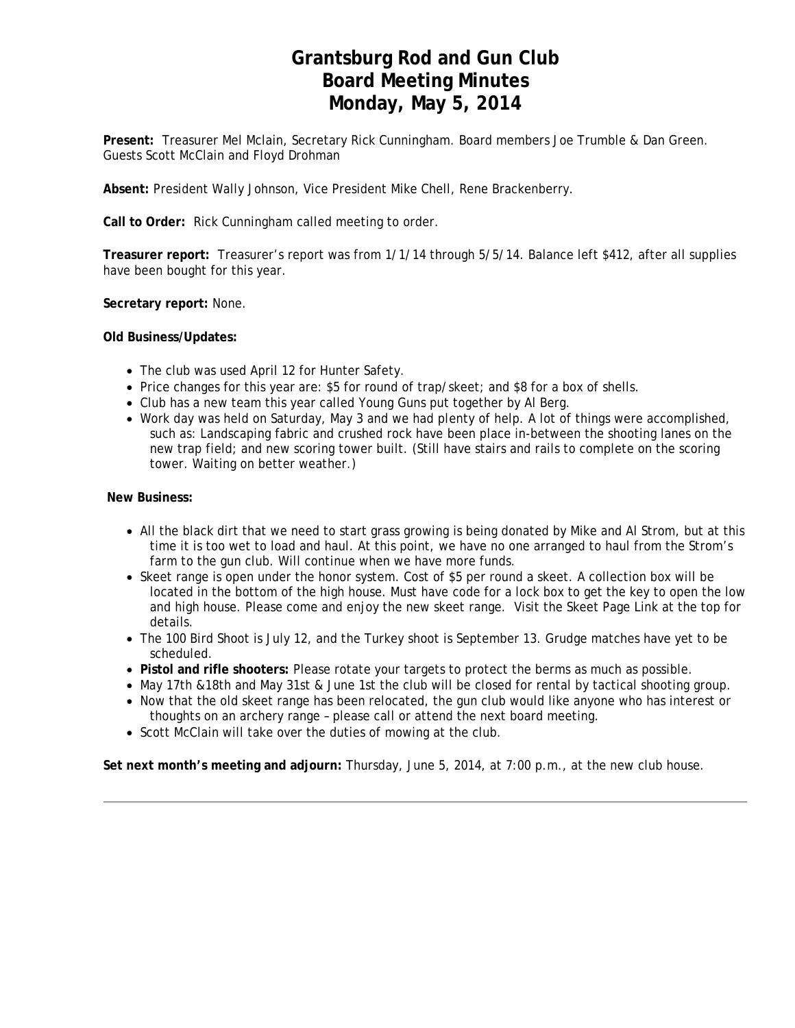# Grantsburg Rod and Gun Club
# Board Meeting Minutes
# Monday, May 5, 2014

**Present:** Treasurer Mel Mclain, Secretary Rick Cunningham. Board members Joe Trumble & Dan Green. Guests Scott McClain and Floyd Drohman

**Absent:** President Wally Johnson, Vice President Mike Chell, Rene Brackenberry.

**Call to Order:** Rick Cunningham called meeting to order.

**Treasurer report:** Treasurer's report was from 1/1/14 through 5/5/14. Balance left $412, after all supplies have been bought for this year.

**Secretary report:** None.

**Old Business/Updates:**

- The club was used April 12 for Hunter Safety.
- Price changes for this year are: $5 for round of trap/skeet; and $8 for a box of shells.
- Club has a new team this year called Young Guns put together by Al Berg.
- Work day was held on Saturday, May 3 and we had plenty of help. A lot of things were accomplished, such as: Landscaping fabric and crushed rock have been place in-between the shooting lanes on the new trap field; and new scoring tower built. (Still have stairs and rails to complete on the scoring tower. Waiting on better weather.)

**New Business:**

- All the black dirt that we need to start grass growing is being donated by Mike and Al Strom, but at this time it is too wet to load and haul. At this point, we have no one arranged to haul from the Strom's farm to the gun club. Will continue when we have more funds.
- Skeet range is open under the honor system. Cost of $5 per round a skeet. A collection box will be located in the bottom of the high house. Must have code for a lock box to get the key to open the low and high house. Please come and enjoy the new skeet range. Visit the Skeet Page Link at the top for details.
- The 100 Bird Shoot is July 12, and the Turkey shoot is September 13. Grudge matches have yet to be scheduled.
- **Pistol and rifle shooters:** Please rotate your targets to protect the berms as much as possible.
- May 17th &18th and May 31st & June 1st the club will be closed for rental by tactical shooting group.
- Now that the old skeet range has been relocated, the gun club would like anyone who has interest or thoughts on an archery range – please call or attend the next board meeting.
- Scott McClain will take over the duties of mowing at the club.

**Set next month's meeting and adjourn:** Thursday, June 5, 2014, at 7:00 p.m., at the new club house.

---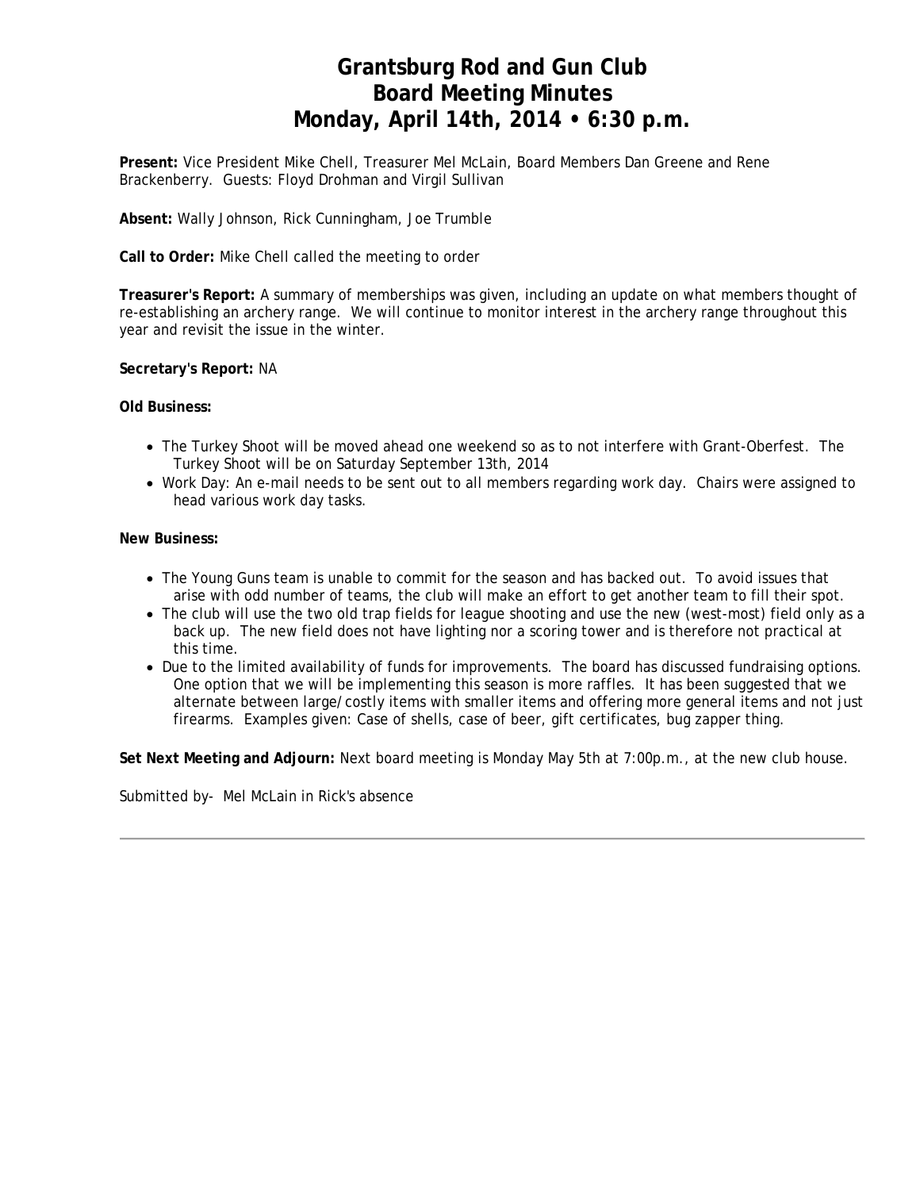# Grantsburg Rod and Gun Club
# Board Meeting Minutes
# Monday, April 14th, 2014 • 6:30 p.m.

**Present:** Vice President Mike Chell, Treasurer Mel McLain, Board Members Dan Greene and Rene Brackenberry. Guests: Floyd Drohman and Virgil Sullivan

**Absent:** Wally Johnson, Rick Cunningham, Joe Trumble

**Call to Order:** Mike Chell called the meeting to order

**Treasurer's Report:** A summary of memberships was given, including an update on what members thought of re-establishing an archery range. We will continue to monitor interest in the archery range throughout this year and revisit the issue in the winter.

**Secretary's Report:** NA

**Old Business:**

- The Turkey Shoot will be moved ahead one weekend so as to not interfere with Grant-Oberfest. The Turkey Shoot will be on Saturday September 13th, 2014
- Work Day: An e-mail needs to be sent out to all members regarding work day. Chairs were assigned to head various work day tasks.

**New Business:**

- The Young Guns team is unable to commit for the season and has backed out. To avoid issues that arise with odd number of teams, the club will make an effort to get another team to fill their spot.
- The club will use the two old trap fields for league shooting and use the new (west-most) field only as a back up. The new field does not have lighting nor a scoring tower and is therefore not practical at this time.
- Due to the limited availability of funds for improvements. The board has discussed fundraising options. One option that we will be implementing this season is more raffles. It has been suggested that we alternate between large/costly items with smaller items and offering more general items and not just firearms. Examples given: Case of shells, case of beer, gift certificates, bug zapper thing.

**Set Next Meeting and Adjourn:** Next board meeting is Monday May 5th at 7:00p.m., at the new club house.

Submitted by- Mel McLain in Rick's absence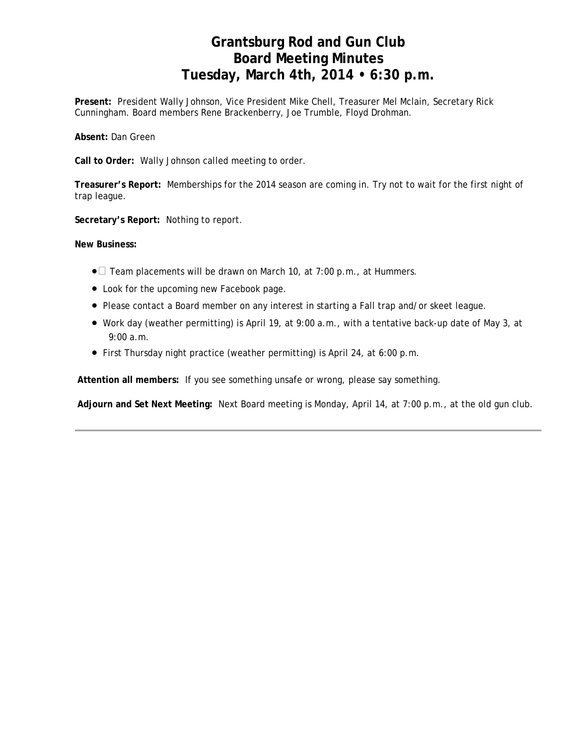# Grantsburg Rod and Gun Club
# Board Meeting Minutes
# Tuesday, March 4th, 2014 • 6:30 p.m.

**Present:** President Wally Johnson, Vice President Mike Chell, Treasurer Mel Mclain, Secretary Rick Cunningham. Board members Rene Brackenberry, Joe Trumble, Floyd Drohman.

**Absent:** Dan Green

**Call to Order:** Wally Johnson called meeting to order.

**Treasurer's Report:** Memberships for the 2014 season are coming in. Try not to wait for the first night of trap league.

**Secretary's Report:** Nothing to report.

**New Business:**

- Team placements will be drawn on March 10, at 7:00 p.m., at Hummers.
- Look for the upcoming new Facebook page.
- Please contact a Board member on any interest in starting a Fall trap and/or skeet league.
- Work day (weather permitting) is April 19, at 9:00 a.m., with a tentative back-up date of May 3, at 9:00 a.m.
- First Thursday night practice (weather permitting) is April 24, at 6:00 p.m.

**Attention all members:** If you see something unsafe or wrong, please say something.

**Adjourn and Set Next Meeting:** Next Board meeting is Monday, April 14, at 7:00 p.m., at the old gun club.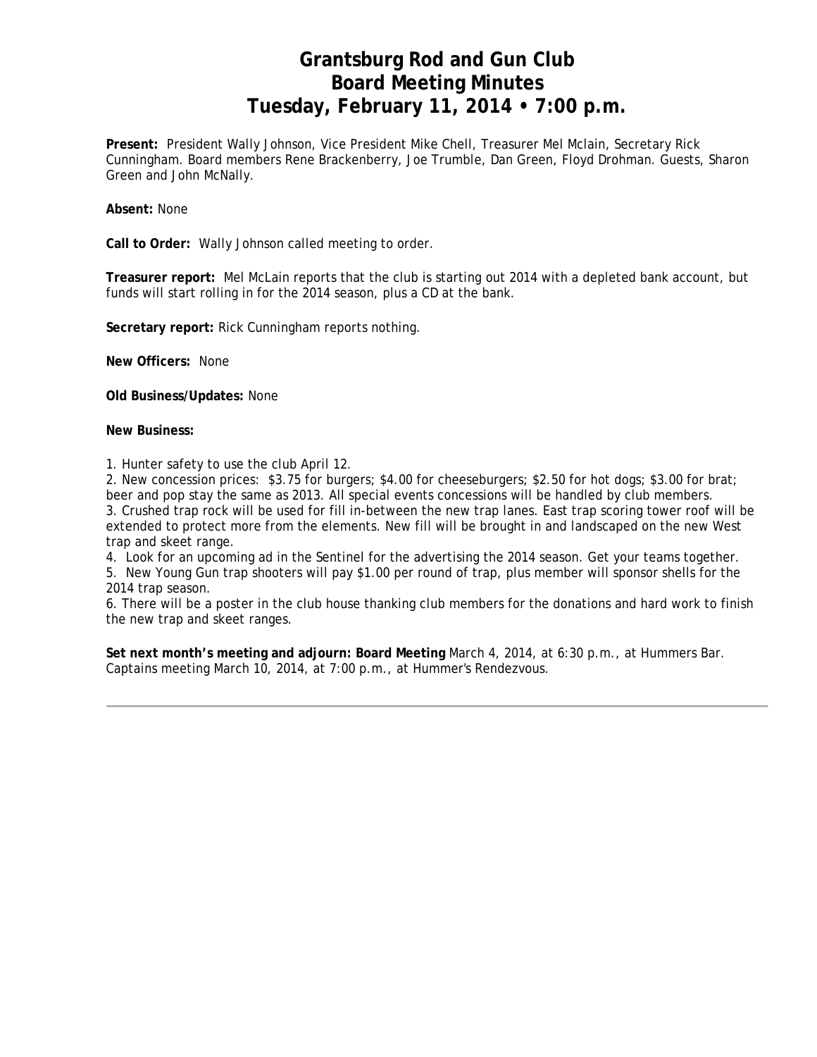# Grantsburg Rod and Gun Club
# Board Meeting Minutes
# Tuesday, February 11, 2014 • 7:00 p.m.

**Present:** President Wally Johnson, Vice President Mike Chell, Treasurer Mel Mclain, Secretary Rick Cunningham. Board members Rene Brackenberry, Joe Trumble, Dan Green, Floyd Drohman. Guests, Sharon Green and John McNally.

**Absent:** None

**Call to Order:** Wally Johnson called meeting to order.

**Treasurer report:** Mel McLain reports that the club is starting out 2014 with a depleted bank account, but funds will start rolling in for the 2014 season, plus a CD at the bank.

**Secretary report:** Rick Cunningham reports nothing.

**New Officers:** None

**Old Business/Updates:** None

**New Business:**

1. Hunter safety to use the club April 12.
2. New concession prices: $3.75 for burgers; $4.00 for cheeseburgers; $2.50 for hot dogs; $3.00 for brat; beer and pop stay the same as 2013. All special events concessions will be handled by club members.
3. Crushed trap rock will be used for fill in-between the new trap lanes. East trap scoring tower roof will be extended to protect more from the elements. New fill will be brought in and landscaped on the new West trap and skeet range.
4. Look for an upcoming ad in the Sentinel for the advertising the 2014 season. Get your teams together.
5. New Young Gun trap shooters will pay $1.00 per round of trap, plus member will sponsor shells for the 2014 trap season.
6. There will be a poster in the club house thanking club members for the donations and hard work to finish the new trap and skeet ranges.

**Set next month's meeting and adjourn: Board Meeting** March 4, 2014, at 6:30 p.m., at Hummers Bar. Captains meeting March 10, 2014, at 7:00 p.m., at Hummer's Rendezvous.